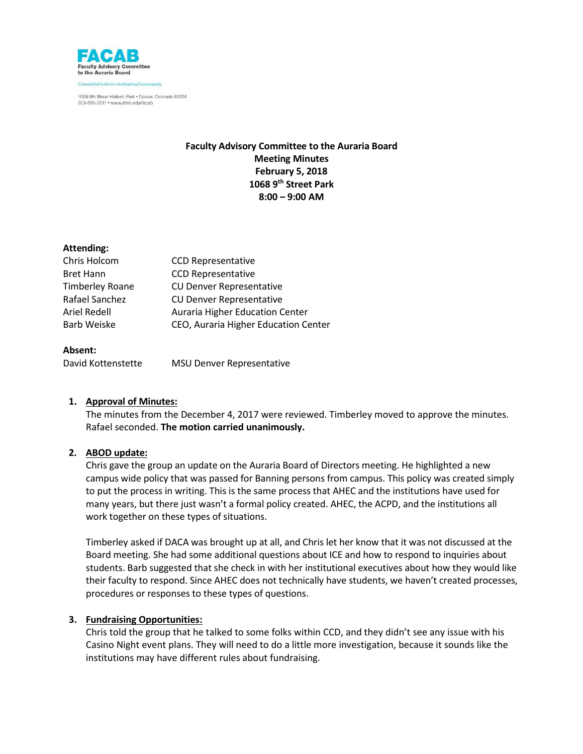**FACAB**
**Faculty Advisory Committee to the Auraria Board**

*Committed to the tri-institutional community*

1068 9th Street Historic Park • Denver, Colorado 80204
303-556-3291 • www.ahec.edu/facab

**Faculty Advisory Committee to the Auraria Board**
**Meeting Minutes**
**February 5, 2018**
**1068 9th Street Park**
**8:00 – 9:00 AM**

**Attending:**

| | |
|---|---|
| Chris Holcom | CCD Representative |
| Bret Hann | CCD Representative |
| Timberley Roane | CU Denver Representative |
| Rafael Sanchez | CU Denver Representative |
| Ariel Redell | Auraria Higher Education Center |
| Barb Weiske | CEO, Auraria Higher Education Center |

**Absent:**

| | |
|---|---|
| David Kottenstette | MSU Denver Representative |

1. **Approval of Minutes:**
   The minutes from the December 4, 2017 were reviewed. Timberley moved to approve the minutes. Rafael seconded. **The motion carried unanimously.**

2. **ABOD update:**
   Chris gave the group an update on the Auraria Board of Directors meeting. He highlighted a new campus wide policy that was passed for Banning persons from campus. This policy was created simply to put the process in writing. This is the same process that AHEC and the institutions have used for many years, but there just wasn't a formal policy created. AHEC, the ACPD, and the institutions all work together on these types of situations.

   Timberley asked if DACA was brought up at all, and Chris let her know that it was not discussed at the Board meeting. She had some additional questions about ICE and how to respond to inquiries about students. Barb suggested that she check in with her institutional executives about how they would like their faculty to respond. Since AHEC does not technically have students, we haven't created processes, procedures or responses to these types of questions.

3. **Fundraising Opportunities:**
   Chris told the group that he talked to some folks within CCD, and they didn't see any issue with his Casino Night event plans. They will need to do a little more investigation, because it sounds like the institutions may have different rules about fundraising.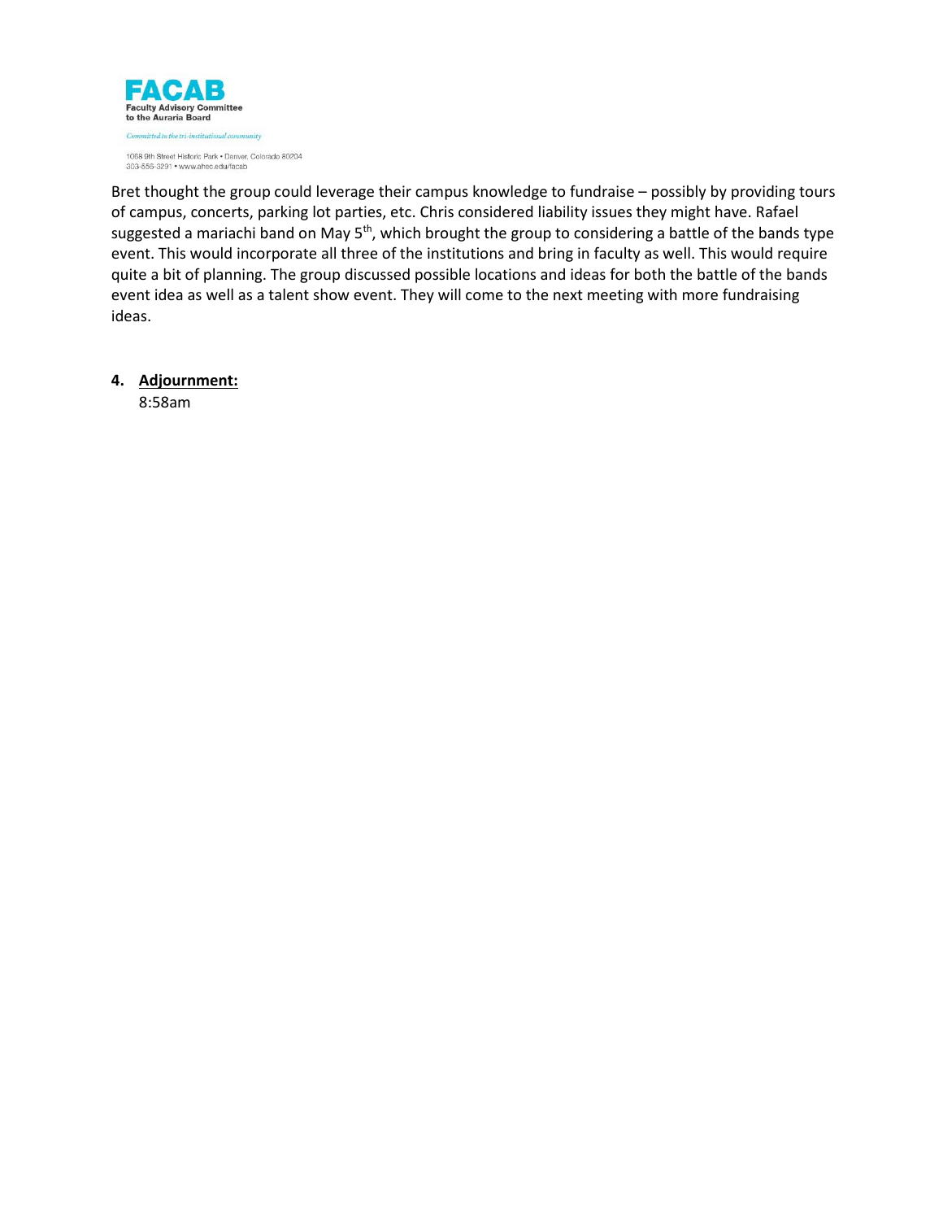Bret thought the group could leverage their campus knowledge to fundraise – possibly by providing tours of campus, concerts, parking lot parties, etc. Chris considered liability issues they might have. Rafael suggested a mariachi band on May 5th, which brought the group to considering a battle of the bands type event. This would incorporate all three of the institutions and bring in faculty as well. This would require quite a bit of planning. The group discussed possible locations and ideas for both the battle of the bands event idea as well as a talent show event. They will come to the next meeting with more fundraising ideas.

4. **Adjournment:**
   8:58am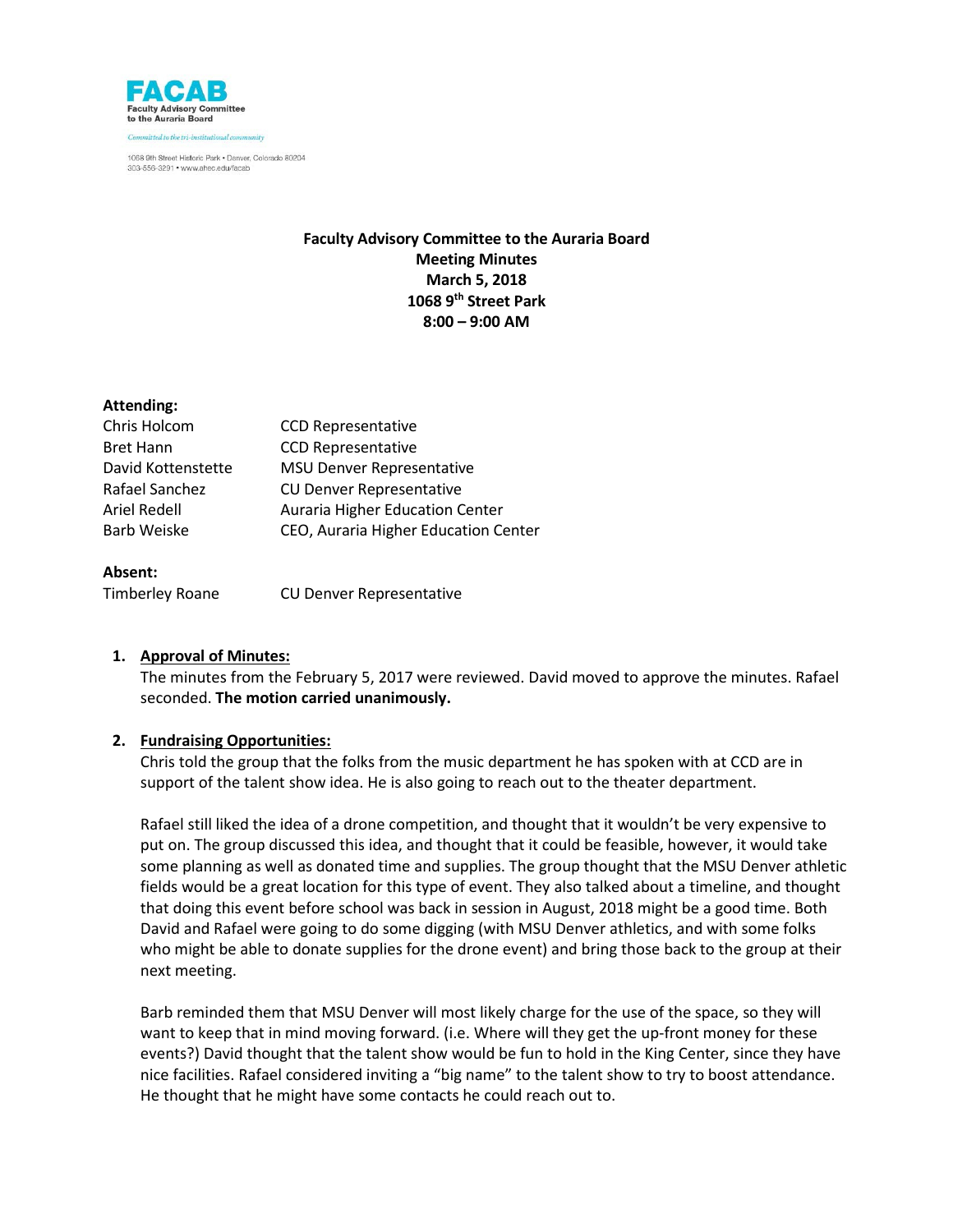**FACAB**
**Faculty Advisory Committee to the Auraria Board**

*Committed to the tri-institutional community*

1068 9th Street Historic Park • Denver, Colorado 80204
303-556-3291 • www.ahec.edu/facab

**Faculty Advisory Committee to the Auraria Board**
**Meeting Minutes**
**March 5, 2018**
**1068 9th Street Park**
**8:00 – 9:00 AM**

**Attending:**

| | |
|---|---|
| Chris Holcom | CCD Representative |
| Bret Hann | CCD Representative |
| David Kottenstette | MSU Denver Representative |
| Rafael Sanchez | CU Denver Representative |
| Ariel Redell | Auraria Higher Education Center |
| Barb Weiske | CEO, Auraria Higher Education Center |

**Absent:**

| | |
|---|---|
| Timberley Roane | CU Denver Representative |

1. **Approval of Minutes:**
   The minutes from the February 5, 2017 were reviewed. David moved to approve the minutes. Rafael seconded. **The motion carried unanimously.**

2. **Fundraising Opportunities:**
   Chris told the group that the folks from the music department he has spoken with at CCD are in support of the talent show idea. He is also going to reach out to the theater department.

   Rafael still liked the idea of a drone competition, and thought that it wouldn't be very expensive to put on. The group discussed this idea, and thought that it could be feasible, however, it would take some planning as well as donated time and supplies. The group thought that the MSU Denver athletic fields would be a great location for this type of event. They also talked about a timeline, and thought that doing this event before school was back in session in August, 2018 might be a good time. Both David and Rafael were going to do some digging (with MSU Denver athletics, and with some folks who might be able to donate supplies for the drone event) and bring those back to the group at their next meeting.

   Barb reminded them that MSU Denver will most likely charge for the use of the space, so they will want to keep that in mind moving forward. (i.e. Where will they get the up-front money for these events?) David thought that the talent show would be fun to hold in the King Center, since they have nice facilities. Rafael considered inviting a "big name" to the talent show to try to boost attendance. He thought that he might have some contacts he could reach out to.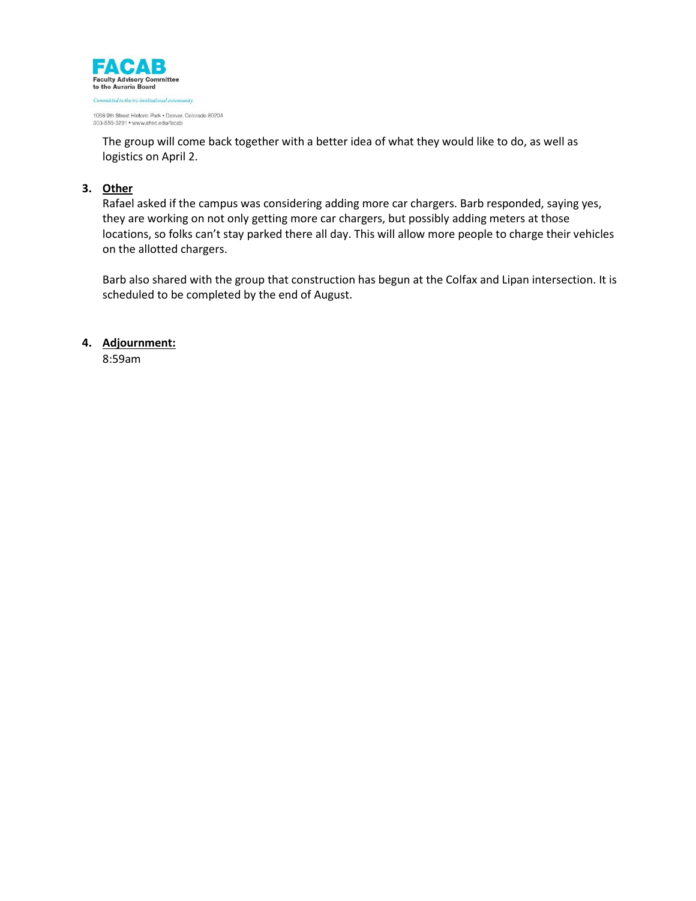The group will come back together with a better idea of what they would like to do, as well as logistics on April 2.

3. **Other**

   Rafael asked if the campus was considering adding more car chargers. Barb responded, saying yes, they are working on not only getting more car chargers, but possibly adding meters at those locations, so folks can't stay parked there all day. This will allow more people to charge their vehicles on the allotted chargers.

   Barb also shared with the group that construction has begun at the Colfax and Lipan intersection. It is scheduled to be completed by the end of August.

4. **Adjournment:**

   8:59am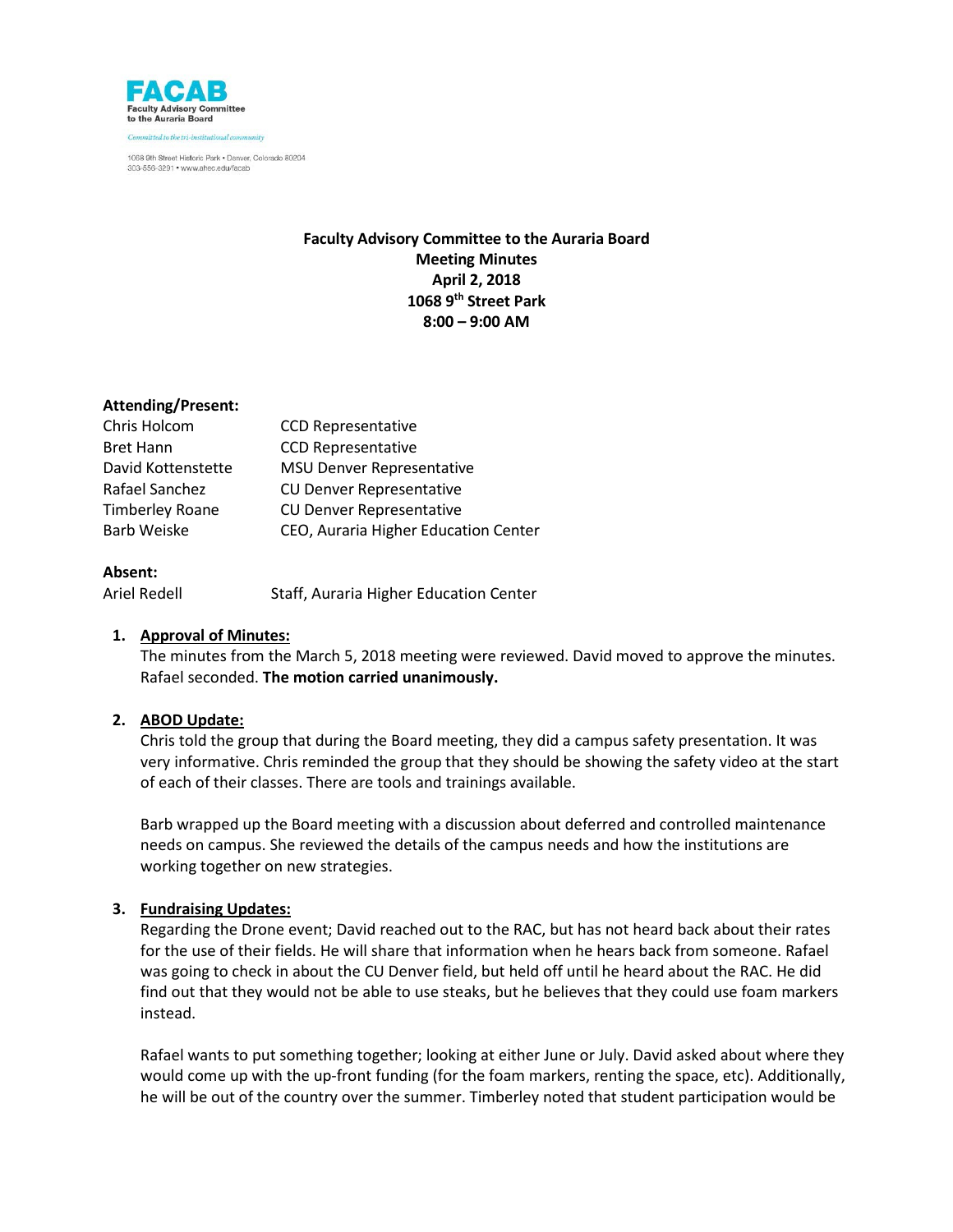**FACAB**
**Faculty Advisory Committee to the Auraria Board**

*Committed to the tri-institutional community*

1068 9th Street Historic Park • Denver, Colorado 80204
303-556-3291 • www.ahec.edu/facab

**Faculty Advisory Committee to the Auraria Board**
**Meeting Minutes**
**April 2, 2018**
**1068 9th Street Park**
**8:00 – 9:00 AM**

**Attending/Present:**

| | |
|---|---|
| Chris Holcom | CCD Representative |
| Bret Hann | CCD Representative |
| David Kottenstette | MSU Denver Representative |
| Rafael Sanchez | CU Denver Representative |
| Timberley Roane | CU Denver Representative |
| Barb Weiske | CEO, Auraria Higher Education Center |

**Absent:**

| | |
|---|---|
| Ariel Redell | Staff, Auraria Higher Education Center |

1. **Approval of Minutes:**
   The minutes from the March 5, 2018 meeting were reviewed. David moved to approve the minutes. Rafael seconded. **The motion carried unanimously.**

2. **ABOD Update:**
   Chris told the group that during the Board meeting, they did a campus safety presentation. It was very informative. Chris reminded the group that they should be showing the safety video at the start of each of their classes. There are tools and trainings available.

   Barb wrapped up the Board meeting with a discussion about deferred and controlled maintenance needs on campus. She reviewed the details of the campus needs and how the institutions are working together on new strategies.

3. **Fundraising Updates:**
   Regarding the Drone event; David reached out to the RAC, but has not heard back about their rates for the use of their fields. He will share that information when he hears back from someone. Rafael was going to check in about the CU Denver field, but held off until he heard about the RAC. He did find out that they would not be able to use steaks, but he believes that they could use foam markers instead.

   Rafael wants to put something together; looking at either June or July. David asked about where they would come up with the up-front funding (for the foam markers, renting the space, etc). Additionally, he will be out of the country over the summer. Timberley noted that student participation would be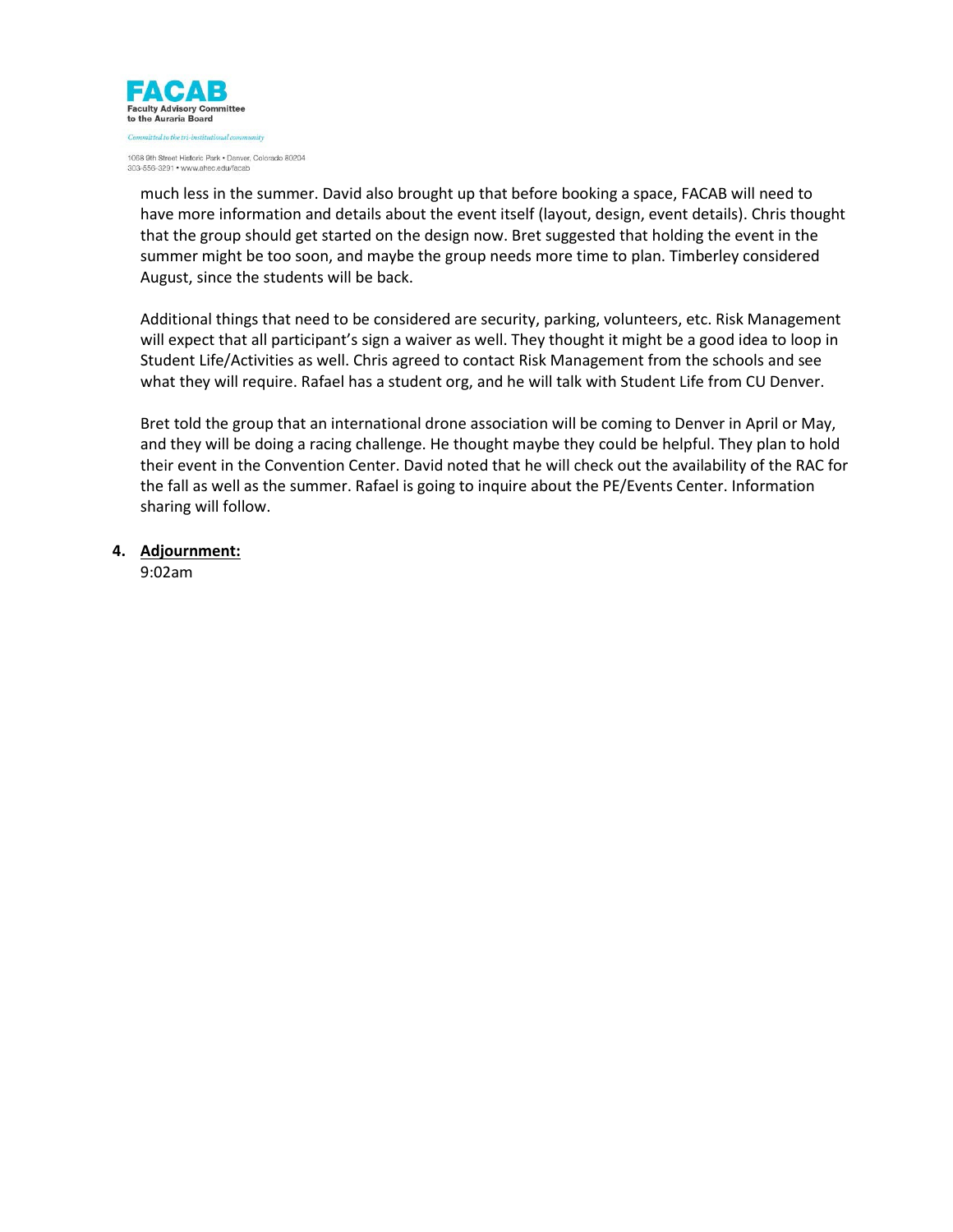much less in the summer. David also brought up that before booking a space, FACAB will need to have more information and details about the event itself (layout, design, event details). Chris thought that the group should get started on the design now. Bret suggested that holding the event in the summer might be too soon, and maybe the group needs more time to plan. Timberley considered August, since the students will be back.

Additional things that need to be considered are security, parking, volunteers, etc. Risk Management will expect that all participant's sign a waiver as well. They thought it might be a good idea to loop in Student Life/Activities as well. Chris agreed to contact Risk Management from the schools and see what they will require. Rafael has a student org, and he will talk with Student Life from CU Denver.

Bret told the group that an international drone association will be coming to Denver in April or May, and they will be doing a racing challenge. He thought maybe they could be helpful. They plan to hold their event in the Convention Center. David noted that he will check out the availability of the RAC for the fall as well as the summer. Rafael is going to inquire about the PE/Events Center. Information sharing will follow.

4. **<u>Adjournment:</u>**
   9:02am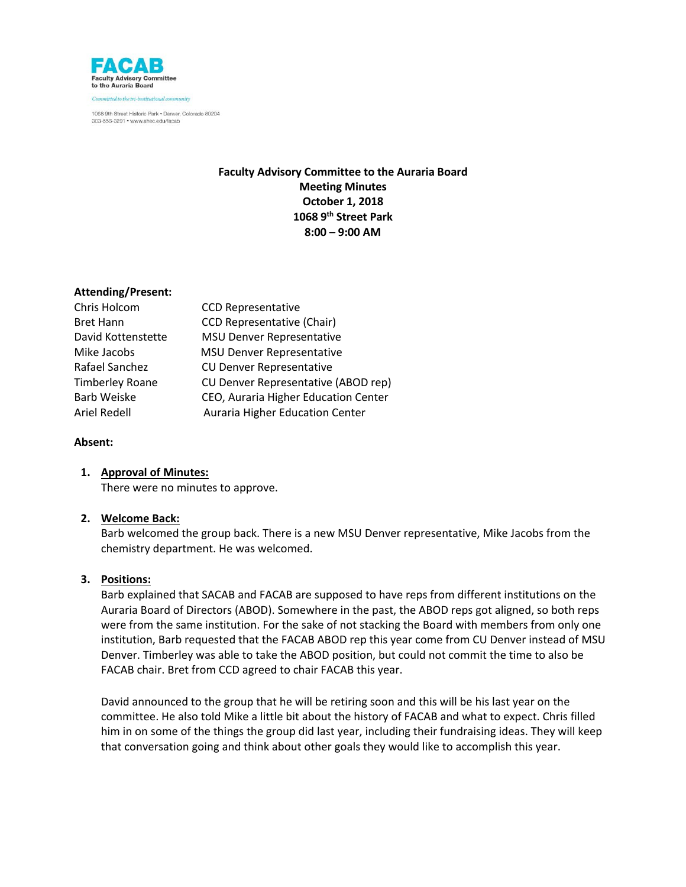**FACAB**
**Faculty Advisory Committee to the Auraria Board**

*Committed to the tri-institutional community*

1068 9th Street Historic Park • Denver, Colorado 80204
303-556-3291 • www.ahec.edu/facab

**Faculty Advisory Committee to the Auraria Board**
**Meeting Minutes**
**October 1, 2018**
**1068 9th Street Park**
**8:00 – 9:00 AM**

**Attending/Present:**

| | |
|---|---|
| Chris Holcom | CCD Representative |
| Bret Hann | CCD Representative (Chair) |
| David Kottenstette | MSU Denver Representative |
| Mike Jacobs | MSU Denver Representative |
| Rafael Sanchez | CU Denver Representative |
| Timberley Roane | CU Denver Representative (ABOD rep) |
| Barb Weiske | CEO, Auraria Higher Education Center |
| Ariel Redell | Auraria Higher Education Center |

**Absent:**

1. **Approval of Minutes:**
   There were no minutes to approve.

2. **Welcome Back:**
   Barb welcomed the group back. There is a new MSU Denver representative, Mike Jacobs from the chemistry department. He was welcomed.

3. **Positions:**
   Barb explained that SACAB and FACAB are supposed to have reps from different institutions on the Auraria Board of Directors (ABOD). Somewhere in the past, the ABOD reps got aligned, so both reps were from the same institution. For the sake of not stacking the Board with members from only one institution, Barb requested that the FACAB ABOD rep this year come from CU Denver instead of MSU Denver. Timberley was able to take the ABOD position, but could not commit the time to also be FACAB chair. Bret from CCD agreed to chair FACAB this year.

   David announced to the group that he will be retiring soon and this will be his last year on the committee. He also told Mike a little bit about the history of FACAB and what to expect. Chris filled him in on some of the things the group did last year, including their fundraising ideas. They will keep that conversation going and think about other goals they would like to accomplish this year.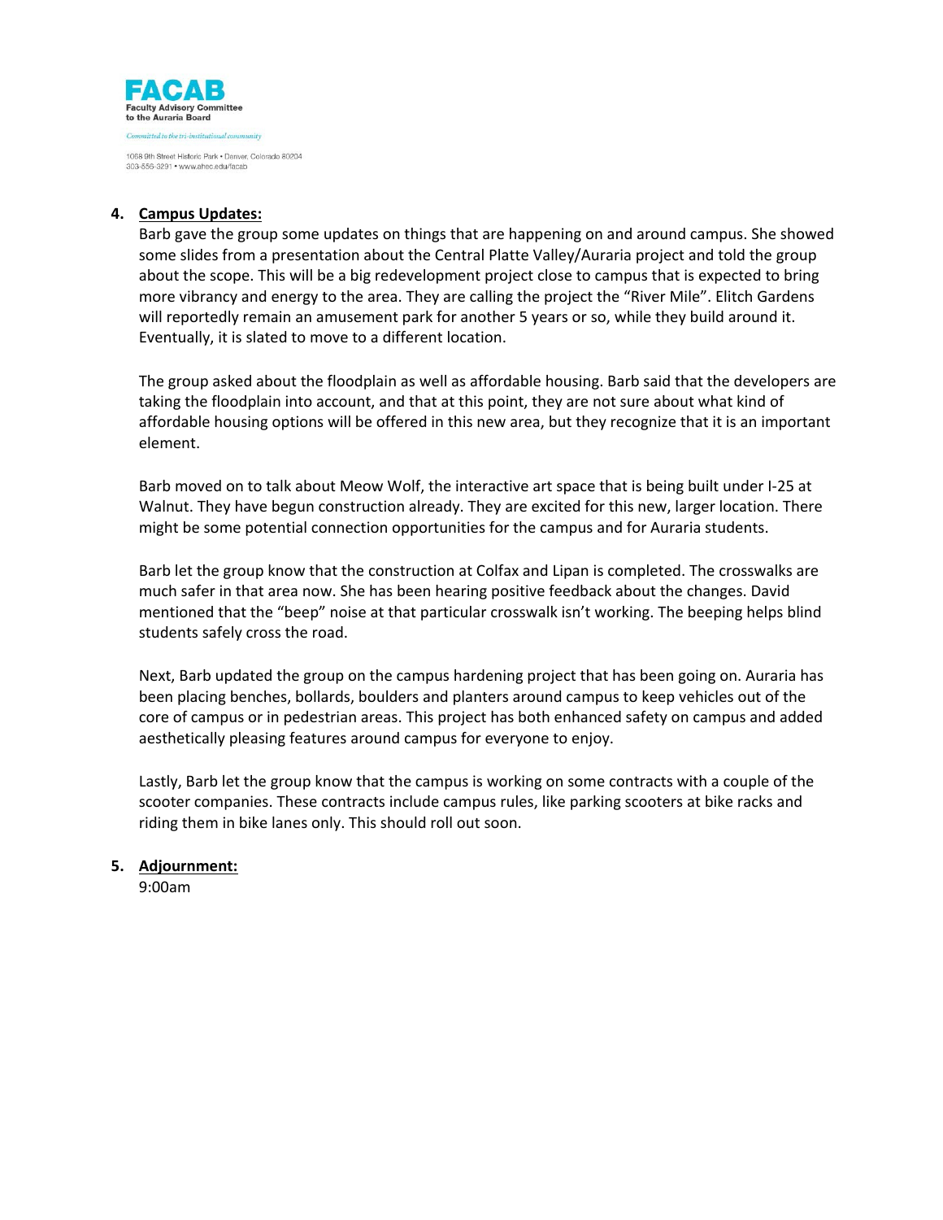4. **Campus Updates:**

   Barb gave the group some updates on things that are happening on and around campus. She showed some slides from a presentation about the Central Platte Valley/Auraria project and told the group about the scope. This will be a big redevelopment project close to campus that is expected to bring more vibrancy and energy to the area. They are calling the project the "River Mile". Elitch Gardens will reportedly remain an amusement park for another 5 years or so, while they build around it. Eventually, it is slated to move to a different location.

   The group asked about the floodplain as well as affordable housing. Barb said that the developers are taking the floodplain into account, and that at this point, they are not sure about what kind of affordable housing options will be offered in this new area, but they recognize that it is an important element.

   Barb moved on to talk about Meow Wolf, the interactive art space that is being built under I-25 at Walnut. They have begun construction already. They are excited for this new, larger location. There might be some potential connection opportunities for the campus and for Auraria students.

   Barb let the group know that the construction at Colfax and Lipan is completed. The crosswalks are much safer in that area now. She has been hearing positive feedback about the changes. David mentioned that the "beep" noise at that particular crosswalk isn't working. The beeping helps blind students safely cross the road.

   Next, Barb updated the group on the campus hardening project that has been going on. Auraria has been placing benches, bollards, boulders and planters around campus to keep vehicles out of the core of campus or in pedestrian areas. This project has both enhanced safety on campus and added aesthetically pleasing features around campus for everyone to enjoy.

   Lastly, Barb let the group know that the campus is working on some contracts with a couple of the scooter companies. These contracts include campus rules, like parking scooters at bike racks and riding them in bike lanes only. This should roll out soon.

5. **Adjournment:**

   9:00am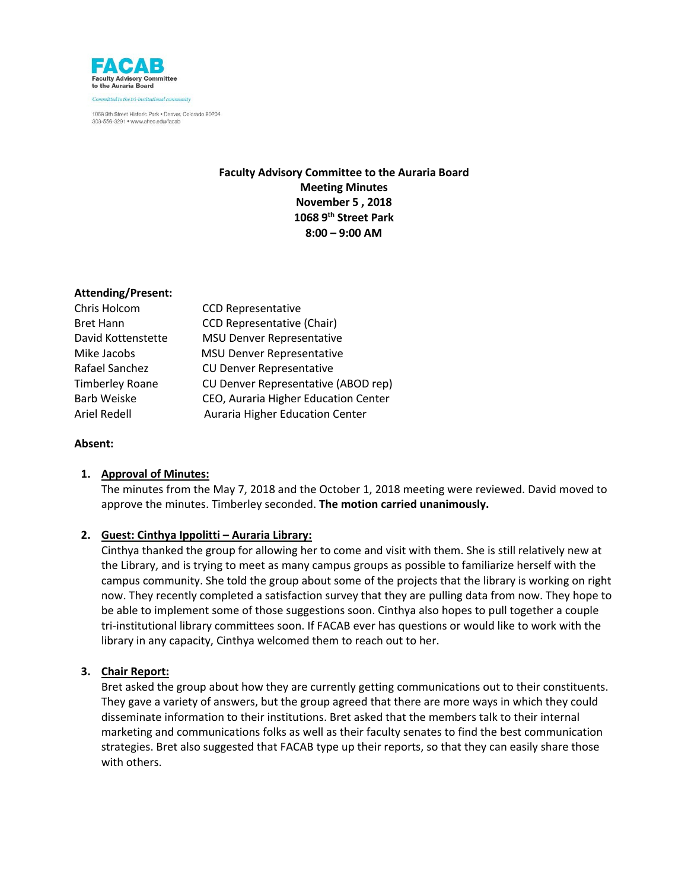**FACAB**
**Faculty Advisory Committee to the Auraria Board**

*Committed to the tri-institutional community*

1068 9th Street Historic Park • Denver, Colorado 80204
303-556-3291 • www.ahec.edu/facab

**Faculty Advisory Committee to the Auraria Board**
**Meeting Minutes**
**November 5 , 2018**
**1068 9th Street Park**
**8:00 – 9:00 AM**

**Attending/Present:**

| | |
|---|---|
| Chris Holcom | CCD Representative |
| Bret Hann | CCD Representative (Chair) |
| David Kottenstette | MSU Denver Representative |
| Mike Jacobs | MSU Denver Representative |
| Rafael Sanchez | CU Denver Representative |
| Timberley Roane | CU Denver Representative (ABOD rep) |
| Barb Weiske | CEO, Auraria Higher Education Center |
| Ariel Redell | Auraria Higher Education Center |

**Absent:**

1. **Approval of Minutes:**
   The minutes from the May 7, 2018 and the October 1, 2018 meeting were reviewed. David moved to approve the minutes. Timberley seconded. **The motion carried unanimously.**

2. **Guest: Cinthya Ippolitti – Auraria Library:**
   Cinthya thanked the group for allowing her to come and visit with them. She is still relatively new at the Library, and is trying to meet as many campus groups as possible to familiarize herself with the campus community. She told the group about some of the projects that the library is working on right now. They recently completed a satisfaction survey that they are pulling data from now. They hope to be able to implement some of those suggestions soon. Cinthya also hopes to pull together a couple tri-institutional library committees soon. If FACAB ever has questions or would like to work with the library in any capacity, Cinthya welcomed them to reach out to her.

3. **Chair Report:**
   Bret asked the group about how they are currently getting communications out to their constituents. They gave a variety of answers, but the group agreed that there are more ways in which they could disseminate information to their institutions. Bret asked that the members talk to their internal marketing and communications folks as well as their faculty senates to find the best communication strategies. Bret also suggested that FACAB type up their reports, so that they can easily share those with others.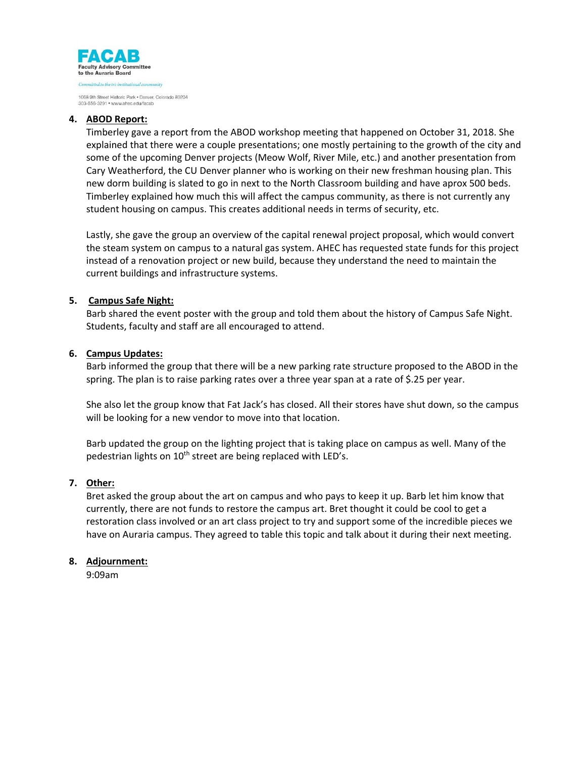**FACAB**
**Faculty Advisory Committee to the Auraria Board**

*Committed to the tri-institutional community*

1068 9th Street Historic Park • Denver, Colorado 80204
303-556-3291 • www.ahec.edu/facab

4. **ABOD Report:**
   Timberley gave a report from the ABOD workshop meeting that happened on October 31, 2018. She explained that there were a couple presentations; one mostly pertaining to the growth of the city and some of the upcoming Denver projects (Meow Wolf, River Mile, etc.) and another presentation from Cary Weatherford, the CU Denver planner who is working on their new freshman housing plan. This new dorm building is slated to go in next to the North Classroom building and have aprox 500 beds. Timberley explained how much this will affect the campus community, as there is not currently any student housing on campus. This creates additional needs in terms of security, etc.

   Lastly, she gave the group an overview of the capital renewal project proposal, which would convert the steam system on campus to a natural gas system. AHEC has requested state funds for this project instead of a renovation project or new build, because they understand the need to maintain the current buildings and infrastructure systems.

5. **Campus Safe Night:**
   Barb shared the event poster with the group and told them about the history of Campus Safe Night. Students, faculty and staff are all encouraged to attend.

6. **Campus Updates:**
   Barb informed the group that there will be a new parking rate structure proposed to the ABOD in the spring. The plan is to raise parking rates over a three year span at a rate of $.25 per year.

   She also let the group know that Fat Jack's has closed. All their stores have shut down, so the campus will be looking for a new vendor to move into that location.

   Barb updated the group on the lighting project that is taking place on campus as well. Many of the pedestrian lights on 10th street are being replaced with LED's.

7. **Other:**
   Bret asked the group about the art on campus and who pays to keep it up. Barb let him know that currently, there are not funds to restore the campus art. Bret thought it could be cool to get a restoration class involved or an art class project to try and support some of the incredible pieces we have on Auraria campus. They agreed to table this topic and talk about it during their next meeting.

8. **Adjournment:**
   9:09am